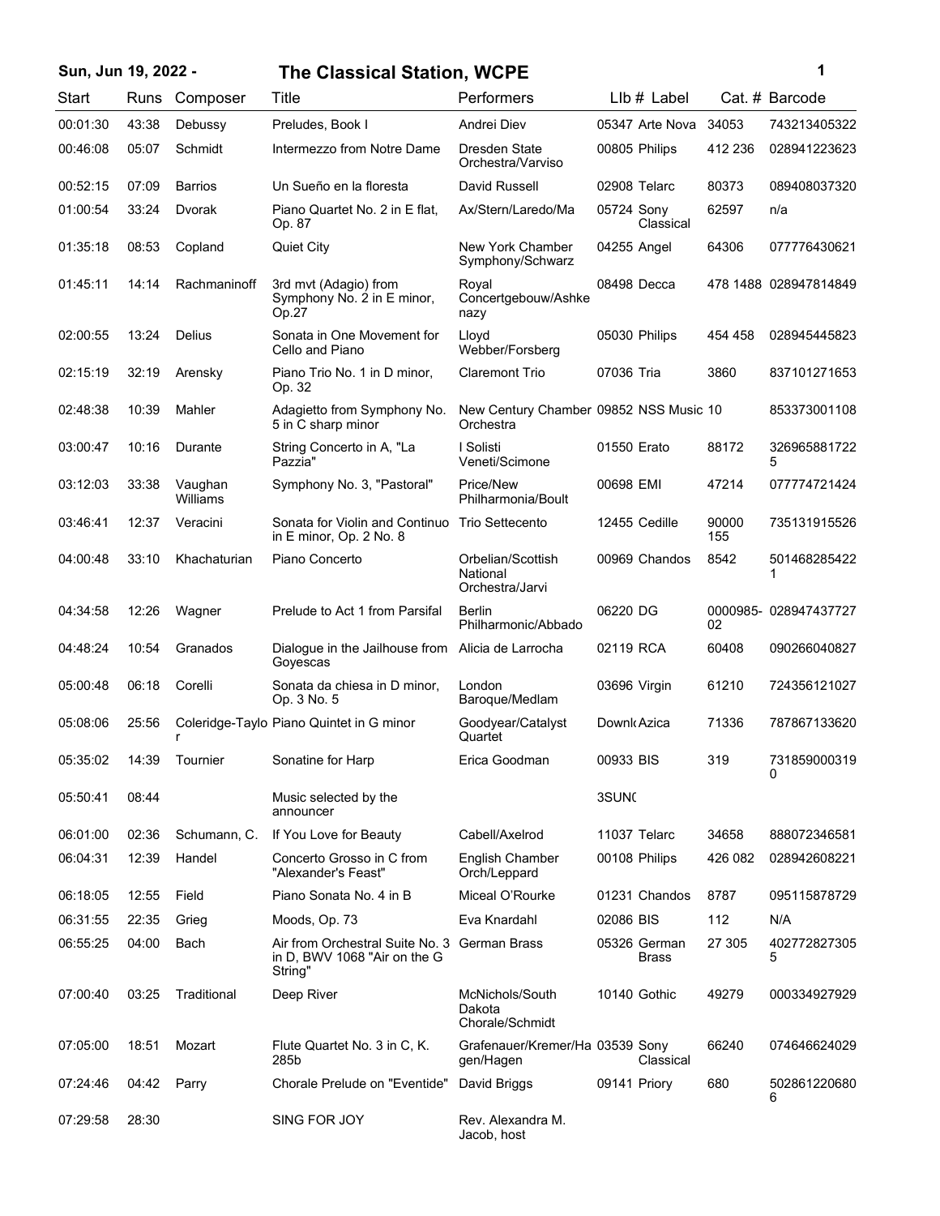## Sun, Jun 19, 2022 - The Classical Station, WCPE

| Start | Runs | Composer | Title | Performers | LIb # | Label | Cat. # | Barcode |
|---|---|---|---|---|---|---|---|---|
| 00:01:30 | 43:38 | Debussy | Preludes, Book I | Andrei Diev | 05347 | Arte Nova | 34053 | 743213405322 |
| 00:46:08 | 05:07 | Schmidt | Intermezzo from Notre Dame | Dresden State Orchestra/Varviso | 00805 | Philips | 412 236 | 028941223623 |
| 00:52:15 | 07:09 | Barrios | Un Sueño en la floresta | David Russell | 02908 | Telarc | 80373 | 089408037320 |
| 01:00:54 | 33:24 | Dvorak | Piano Quartet No. 2 in E flat, Op. 87 | Ax/Stern/Laredo/Ma | 05724 | Sony Classical | 62597 | n/a |
| 01:35:18 | 08:53 | Copland | Quiet City | New York Chamber Symphony/Schwarz | 04255 | Angel | 64306 | 077776430621 |
| 01:45:11 | 14:14 | Rachmaninoff | 3rd mvt (Adagio) from Symphony No. 2 in E minor, Op.27 | Royal Concertgebouw/Ashkenazy | 08498 | Decca | 478 1488 | 028947814849 |
| 02:00:55 | 13:24 | Delius | Sonata in One Movement for Cello and Piano | Lloyd Webber/Forsberg | 05030 | Philips | 454 458 | 028945445823 |
| 02:15:19 | 32:19 | Arensky | Piano Trio No. 1 in D minor, Op. 32 | Claremont Trio | 07036 | Tria | 3860 | 837101271653 |
| 02:48:38 | 10:39 | Mahler | Adagietto from Symphony No. 5 in C sharp minor | New Century Chamber Orchestra | 09852 | NSS Music | 10 | 853373001108 |
| 03:00:47 | 10:16 | Durante | String Concerto in A, "La Pazzia" | I Solisti Veneti/Scimone | 01550 | Erato | 88172 | 3269658817225 |
| 03:12:03 | 33:38 | Vaughan Williams | Symphony No. 3, "Pastoral" | Price/New Philharmonia/Boult | 00698 | EMI | 47214 | 077774721424 |
| 03:46:41 | 12:37 | Veracini | Sonata for Violin and Continuo in E minor, Op. 2 No. 8 | Trio Settecento | 12455 | Cedille | 90000 155 | 735131915526 |
| 04:00:48 | 33:10 | Khachaturian | Piano Concerto | Orbelian/Scottish National Orchestra/Jarvi | 00969 | Chandos | 8542 | 5014682854221 |
| 04:34:58 | 12:26 | Wagner | Prelude to Act 1 from Parsifal | Berlin Philharmonic/Abbado | 06220 | DG | 0000985-02 | 028947437727 |
| 04:48:24 | 10:54 | Granados | Dialogue in the Jailhouse from Goyescas | Alicia de Larrocha | 02119 | RCA | 60408 | 090266040827 |
| 05:00:48 | 06:18 | Corelli | Sonata da chiesa in D minor, Op. 3 No. 5 | London Baroque/Medlam | 03696 | Virgin | 61210 | 724356121027 |
| 05:08:06 | 25:56 | Coleridge-Taylor | Piano Quintet in G minor | Goodyear/Catalyst Quartet | Downl( | Azica | 71336 | 787867133620 |
| 05:35:02 | 14:39 | Tournier | Sonatine for Harp | Erica Goodman | 00933 | BIS | 319 | 7318590003190 |
| 05:50:41 | 08:44 | | Music selected by the announcer | | 3SUN( | | | |
| 06:01:00 | 02:36 | Schumann, C. | If You Love for Beauty | Cabell/Axelrod | 11037 | Telarc | 34658 | 888072346581 |
| 06:04:31 | 12:39 | Handel | Concerto Grosso in C from "Alexander's Feast" | English Chamber Orch/Leppard | 00108 | Philips | 426 082 | 028942608221 |
| 06:18:05 | 12:55 | Field | Piano Sonata No. 4 in B | Miceal O'Rourke | 01231 | Chandos | 8787 | 095115878729 |
| 06:31:55 | 22:35 | Grieg | Moods, Op. 73 | Eva Knardahl | 02086 | BIS | 112 | N/A |
| 06:55:25 | 04:00 | Bach | Air from Orchestral Suite No. 3 in D, BWV 1068 "Air on the G String" | German Brass | 05326 | German Brass | 27 305 | 4027728273055 |
| 07:00:40 | 03:25 | Traditional | Deep River | McNichols/South Dakota Chorale/Schmidt | 10140 | Gothic | 49279 | 000334927929 |
| 07:05:00 | 18:51 | Mozart | Flute Quartet No. 3 in C, K. 285b | Grafenauer/Kremer/Hagen/Hagen | 03539 | Sony Classical | 66240 | 074646624029 |
| 07:24:46 | 04:42 | Parry | Chorale Prelude on "Eventide" | David Briggs | 09141 | Priory | 680 | 5028612206806 |
| 07:29:58 | 28:30 | | SING FOR JOY | Rev. Alexandra M. Jacob, host | | | | |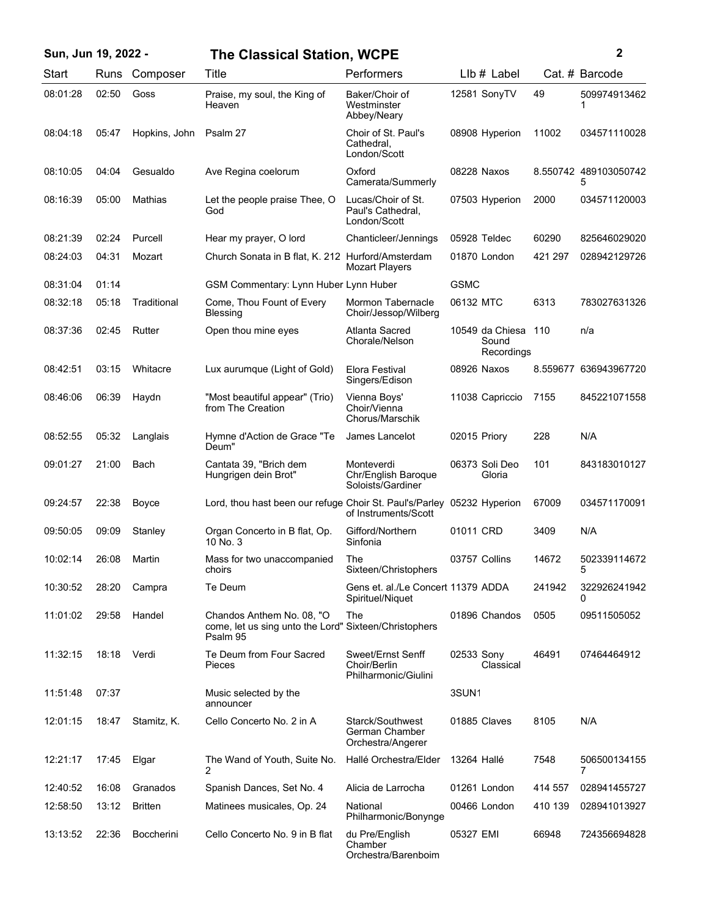| Start | Runs | Composer | Title | Performers | Llb # | Label | Cat. # | Barcode |
|---|---|---|---|---|---|---|---|---|
| 08:01:28 | 02:50 | Goss | Praise, my soul, the King of Heaven | Baker/Choir of Westminster Abbey/Neary | 12581 | SonyTV | 49 | 5099749134621 |
| 08:04:18 | 05:47 | Hopkins, John | Psalm 27 | Choir of St. Paul's Cathedral, London/Scott | 08908 | Hyperion | 11002 | 034571110028 |
| 08:10:05 | 04:04 | Gesualdo | Ave Regina coelorum | Oxford Camerata/Summerly | 08228 | Naxos | 8.550742 | 4891030507425 |
| 08:16:39 | 05:00 | Mathias | Let the people praise Thee, O God | Lucas/Choir of St. Paul's Cathedral, London/Scott | 07503 | Hyperion | 2000 | 034571120003 |
| 08:21:39 | 02:24 | Purcell | Hear my prayer, O lord | Chanticleer/Jennings | 05928 | Teldec | 60290 | 825646029020 |
| 08:24:03 | 04:31 | Mozart | Church Sonata in B flat, K. 212 | Hurford/Amsterdam Mozart Players | 01870 | London | 421 297 | 028942129726 |
| 08:31:04 | 01:14 | | GSM Commentary: Lynn Huber | Lynn Huber | GSMC | | | |
| 08:32:18 | 05:18 | Traditional | Come, Thou Fount of Every Blessing | Mormon Tabernacle Choir/Jessop/Wilberg | 06132 | MTC | 6313 | 783027631326 |
| 08:37:36 | 02:45 | Rutter | Open thou mine eyes | Atlanta Sacred Chorale/Nelson | 10549 | da Chiesa Sound Recordings | 110 | n/a |
| 08:42:51 | 03:15 | Whitacre | Lux aurumque (Light of Gold) | Elora Festival Singers/Edison | 08926 | Naxos | 8.559677 | 636943967720 |
| 08:46:06 | 06:39 | Haydn | "Most beautiful appear" (Trio) from The Creation | Vienna Boys' Choir/Vienna Chorus/Marschik | 11038 | Capriccio | 7155 | 845221071558 |
| 08:52:55 | 05:32 | Langlais | Hymne d'Action de Grace "Te Deum" | James Lancelot | 02015 | Priory | 228 | N/A |
| 09:01:27 | 21:00 | Bach | Cantata 39, "Brich dem Hungrigen dein Brot" | Monteverdi Chr/English Baroque Soloists/Gardiner | 06373 | Soli Deo Gloria | 101 | 843183010127 |
| 09:24:57 | 22:38 | Boyce | Lord, thou hast been our refuge | Choir St. Paul's/Parley of Instruments/Scott | 05232 | Hyperion | 67009 | 034571170091 |
| 09:50:05 | 09:09 | Stanley | Organ Concerto in B flat, Op. 10 No. 3 | Gifford/Northern Sinfonia | 01011 | CRD | 3409 | N/A |
| 10:02:14 | 26:08 | Martin | Mass for two unaccompanied choirs | The Sixteen/Christophers | 03757 | Collins | 14672 | 5023391146725 |
| 10:30:52 | 28:20 | Campra | Te Deum | Gens et. al./Le Concert Spirituel/Niquet | 11379 | ADDA | 241942 | 3229262419420 |
| 11:01:02 | 29:58 | Handel | Chandos Anthem No. 08, "O come, let us sing unto the Lord" Psalm 95 | The Sixteen/Christophers | 01896 | Chandos | 0505 | 09511505052 |
| 11:32:15 | 18:18 | Verdi | Te Deum from Four Sacred Pieces | Sweet/Ernst Senff Choir/Berlin Philharmonic/Giulini | 02533 | Sony Classical | 46491 | 07464464912 |
| 11:51:48 | 07:37 | | Music selected by the announcer | | 3SUN1 | | | |
| 12:01:15 | 18:47 | Stamitz, K. | Cello Concerto No. 2 in A | Starck/Southwest German Chamber Orchestra/Angerer | 01885 | Claves | 8105 | N/A |
| 12:21:17 | 17:45 | Elgar | The Wand of Youth, Suite No. 2 | Hallé Orchestra/Elder | 13264 | Hallé | 7548 | 5065001341557 |
| 12:40:52 | 16:08 | Granados | Spanish Dances, Set No. 4 | Alicia de Larrocha | 01261 | London | 414 557 | 028941455727 |
| 12:58:50 | 13:12 | Britten | Matinees musicales, Op. 24 | National Philharmonic/Bonynge | 00466 | London | 410 139 | 028941013927 |
| 13:13:52 | 22:36 | Boccherini | Cello Concerto No. 9 in B flat | du Pre/English Chamber Orchestra/Barenboim | 05327 | EMI | 66948 | 724356694828 |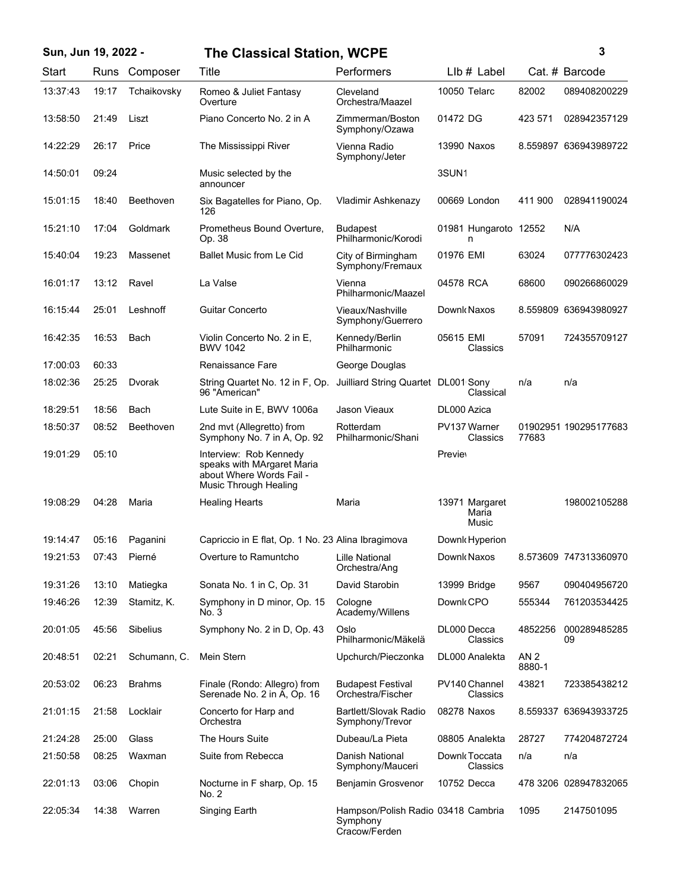## Sun, Jun 19, 2022 - The Classical Station, WCPE

| Start | Runs | Composer | Title | Performers | Llb # | Label | Cat. # | Barcode |
|---|---|---|---|---|---|---|---|---|
| 13:37:43 | 19:17 | Tchaikovsky | Romeo & Juliet Fantasy Overture | Cleveland Orchestra/Maazel | 10050 | Telarc | 82002 | 089408200229 |
| 13:58:50 | 21:49 | Liszt | Piano Concerto No. 2 in A | Zimmerman/Boston Symphony/Ozawa | 01472 | DG | 423 571 | 028942357129 |
| 14:22:29 | 26:17 | Price | The Mississippi River | Vienna Radio Symphony/Jeter | 13990 | Naxos | 8.559897 | 636943989722 |
| 14:50:01 | 09:24 | | Music selected by the announcer | | 3SUN1 | | | |
| 15:01:15 | 18:40 | Beethoven | Six Bagatelles for Piano, Op. 126 | Vladimir Ashkenazy | 00669 | London | 411 900 | 028941190024 |
| 15:21:10 | 17:04 | Goldmark | Prometheus Bound Overture, Op. 38 | Budapest Philharmonic/Korodi | 01981 | Hungaroton | 12552 | N/A |
| 15:40:04 | 19:23 | Massenet | Ballet Music from Le Cid | City of Birmingham Symphony/Fremaux | 01976 | EMI | 63024 | 077776302423 |
| 16:01:17 | 13:12 | Ravel | La Valse | Vienna Philharmonic/Maazel | 04578 | RCA | 68600 | 090266860029 |
| 16:15:44 | 25:01 | Leshnoff | Guitar Concerto | Vieaux/Nashville Symphony/Guerrero | Downlo | Naxos | 8.559809 | 636943980927 |
| 16:42:35 | 16:53 | Bach | Violin Concerto No. 2 in E, BWV 1042 | Kennedy/Berlin Philharmonic | 05615 | EMI Classics | 57091 | 724355709127 |
| 17:00:03 | 60:33 | | Renaissance Fare | George Douglas | | | | |
| 18:02:36 | 25:25 | Dvorak | String Quartet No. 12 in F, Op. 96 "American" | Juilliard String Quartet | DL001 | Sony Classical | n/a | n/a |
| 18:29:51 | 18:56 | Bach | Lute Suite in E, BWV 1006a | Jason Vieaux | DL000 | Azica | | |
| 18:50:37 | 08:52 | Beethoven | 2nd mvt (Allegretto) from Symphony No. 7 in A, Op. 92 | Rotterdam Philharmonic/Shani | PV137 | Warner Classics | 01902951 77683 | 190295177683 |
| 19:01:29 | 05:10 | | Interview: Rob Kennedy speaks with MArgaret Maria about Where Words Fail - Music Through Healing | | Previe | | | |
| 19:08:29 | 04:28 | Maria | Healing Hearts | Maria | 13971 | Margaret Maria Music | | 198002105288 |
| 19:14:47 | 05:16 | Paganini | Capriccio in E flat, Op. 1 No. 23 | Alina Ibragimova | Downlo | Hyperion | | |
| 19:21:53 | 07:43 | Pierné | Overture to Ramuntcho | Lille National Orchestra/Ang | Downlo | Naxos | 8.573609 | 747313360970 |
| 19:31:26 | 13:10 | Matiegka | Sonata No. 1 in C, Op. 31 | David Starobin | 13999 | Bridge | 9567 | 090404956720 |
| 19:46:26 | 12:39 | Stamitz, K. | Symphony in D minor, Op. 15 No. 3 | Cologne Academy/Willens | Downlo | CPO | 555344 | 761203534425 |
| 20:01:05 | 45:56 | Sibelius | Symphony No. 2 in D, Op. 43 | Oslo Philharmonic/Mäkelä | DL000 | Decca Classics | 4852256 | 000289485285 09 |
| 20:48:51 | 02:21 | Schumann, C. | Mein Stern | Upchurch/Pieczonka | DL000 | Analekta | AN 2 8880-1 | |
| 20:53:02 | 06:23 | Brahms | Finale (Rondo: Allegro) from Serenade No. 2 in A, Op. 16 | Budapest Festival Orchestra/Fischer | PV140 | Channel Classics | 43821 | 723385438212 |
| 21:01:15 | 21:58 | Locklair | Concerto for Harp and Orchestra | Bartlett/Slovak Radio Symphony/Trevor | 08278 | Naxos | 8.559337 | 636943933725 |
| 21:24:28 | 25:00 | Glass | The Hours Suite | Dubeau/La Pieta | 08805 | Analekta | 28727 | 774204872724 |
| 21:50:58 | 08:25 | Waxman | Suite from Rebecca | Danish National Symphony/Mauceri | Downlo | Toccata Classics | n/a | n/a |
| 22:01:13 | 03:06 | Chopin | Nocturne in F sharp, Op. 15 No. 2 | Benjamin Grosvenor | 10752 | Decca | 478 3206 | 028947832065 |
| 22:05:34 | 14:38 | Warren | Singing Earth | Hampson/Polish Radio Symphony Cracow/Ferden | 03418 | Cambria | 1095 | 2147501095 |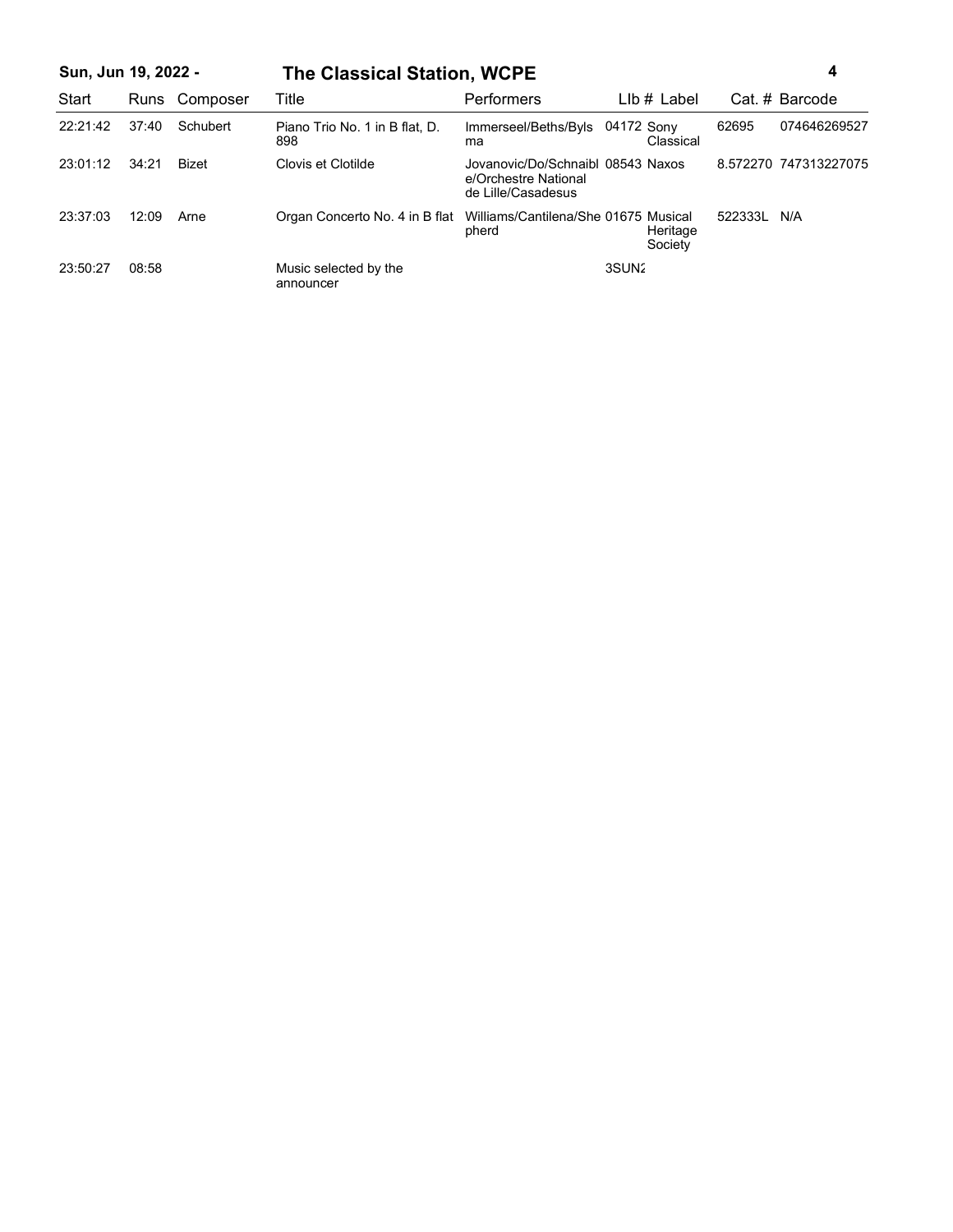**Sun, Jun 19, 2022 -** **The Classical Station, WCPE**

| Start | Runs | Composer | Title | Performers | LIb # | Label | Cat. # | Barcode |
|---|---|---|---|---|---|---|---|---|
| 22:21:42 | 37:40 | Schubert | Piano Trio No. 1 in B flat, D. 898 | Immerseel/Beths/Bylsma | 04172 | Sony Classical | 62695 | 074646269527 |
| 23:01:12 | 34:21 | Bizet | Clovis et Clotilde | Jovanovic/Do/Schnaible/Orchestre National de Lille/Casadesus | 08543 | Naxos | 8.572270 | 747313227075 |
| 23:37:03 | 12:09 | Arne | Organ Concerto No. 4 in B flat | Williams/Cantilena/Shepherd | 01675 | Musical Heritage Society | 522333L | N/A |
| 23:50:27 | 08:58 | | Music selected by the announcer | | 3SUN2 | | | |